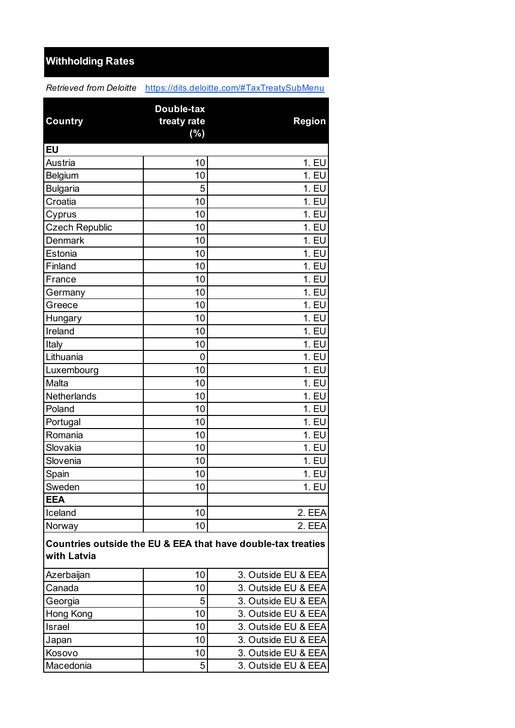# Withholding Rates

*Retrieved from Deloitte* https://dits.deloitte.com/#TaxTreatySubMenu

| Country | Double-tax treaty rate (%) | Region |
|---|---|---|
| **EU** | | |
| Austria | 10 | 1. EU |
| Belgium | 10 | 1. EU |
| Bulgaria | 5 | 1. EU |
| Croatia | 10 | 1. EU |
| Cyprus | 10 | 1. EU |
| Czech Republic | 10 | 1. EU |
| Denmark | 10 | 1. EU |
| Estonia | 10 | 1. EU |
| Finland | 10 | 1. EU |
| France | 10 | 1. EU |
| Germany | 10 | 1. EU |
| Greece | 10 | 1. EU |
| Hungary | 10 | 1. EU |
| Ireland | 10 | 1. EU |
| Italy | 10 | 1. EU |
| Lithuania | 0 | 1. EU |
| Luxembourg | 10 | 1. EU |
| Malta | 10 | 1. EU |
| Netherlands | 10 | 1. EU |
| Poland | 10 | 1. EU |
| Portugal | 10 | 1. EU |
| Romania | 10 | 1. EU |
| Slovakia | 10 | 1. EU |
| Slovenia | 10 | 1. EU |
| Spain | 10 | 1. EU |
| Sweden | 10 | 1. EU |
| **EEA** | | |
| Iceland | 10 | 2. EEA |
| Norway | 10 | 2. EEA |
| **Countries outside the EU & EEA that have double-tax treaties with Latvia** | | |
| Azerbaijan | 10 | 3. Outside EU & EEA |
| Canada | 10 | 3. Outside EU & EEA |
| Georgia | 5 | 3. Outside EU & EEA |
| Hong Kong | 10 | 3. Outside EU & EEA |
| Israel | 10 | 3. Outside EU & EEA |
| Japan | 10 | 3. Outside EU & EEA |
| Kosovo | 10 | 3. Outside EU & EEA |
| Macedonia | 5 | 3. Outside EU & EEA |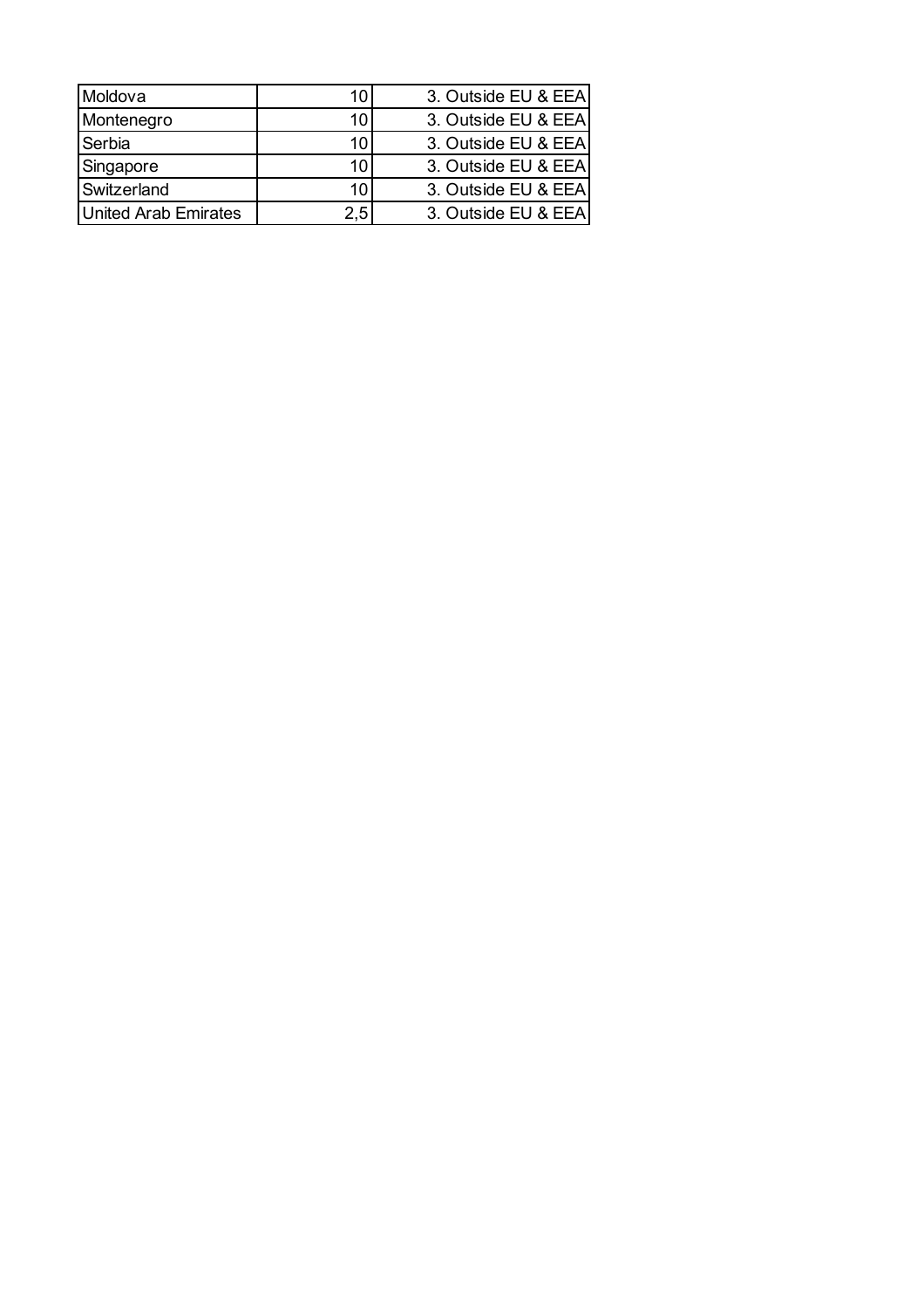| | | |
|---|---|---|
| Moldova | 10 | 3. Outside EU & EEA |
| Montenegro | 10 | 3. Outside EU & EEA |
| Serbia | 10 | 3. Outside EU & EEA |
| Singapore | 10 | 3. Outside EU & EEA |
| Switzerland | 10 | 3. Outside EU & EEA |
| United Arab Emirates | 2,5 | 3. Outside EU & EEA |